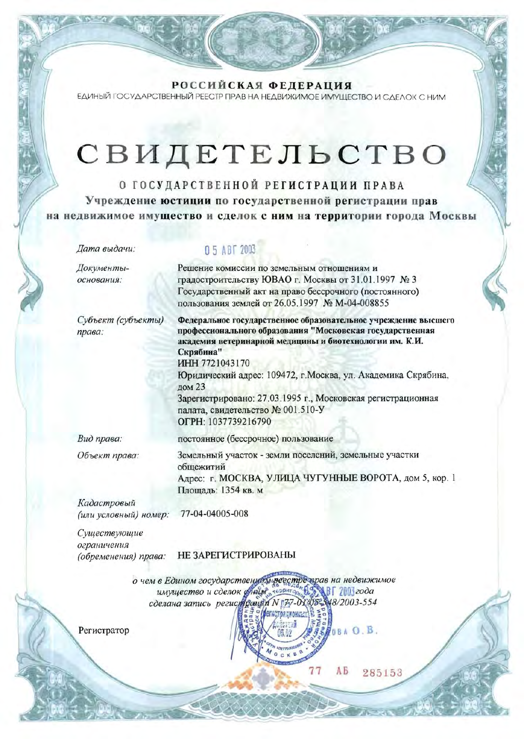**РОССИЙСКАЯ ФЕДЕРАЦИЯ**

ЕДИНЫЙ ГОСУДАРСТВЕННЫЙ РЕЕСТР ПРАВ НА НЕДВИЖИМОЕ ИМУЩЕСТВО И СДЕЛОК С НИМ

# СВИДЕТЕЛЬСТВО

## О ГОСУДАРСТВЕННОЙ РЕГИСТРАЦИИ ПРАВА

**Учреждение юстиции по государственной регистрации прав на недвижимое имущество и сделок с ним на территории города Москвы**

*Дата выдачи:* 05 АВГ 2003

*Документы-основания:* Решение комиссии по земельным отношениям и градостроительству ЮВАО г. Москвы от 31.01.1997 № 3
Государственный акт на право бессрочного (постоянного) пользования землей от 26.05.1997 № М-04-008855

*Субъект (субъекты) права:* **Федеральное государственное образовательное учреждение высшего профессионального образования "Московская государственная академия ветеринарной медицины и биотехнологии им. К.И. Скрябина"**
ИНН 7721043170
Юридический адрес: 109472, г.Москва, ул. Академика Скрябина, дом 23
Зарегистрировано: 27.03.1995 г., Московская регистрационная палата, свидетельство № 001.510-У
ОГРН: 1037739216790

*Вид права:* постоянное (бессрочное) пользование

*Объект права:* Земельный участок - земли поселений, земельные участки общежитий
Адрес: г. МОСКВА, УЛИЦА ЧУГУННЫЕ ВОРОТА, дом 5, кор. 1
Площадь: 1354 кв. м

*Кадастровый (или условный) номер:* 77-04-04005-008

*Существующие ограничения (обременения) права:* НЕ ЗАРЕГИСТРИРОВАНЫ

*о чем в Едином государственном реестре прав на недвижимое имущество и сделок с ним 05 АВГ 2003 года сделана запись регистрации N 77-01/05-548/2003-554*

Регистратор ...ова О.В.

77 АБ 285153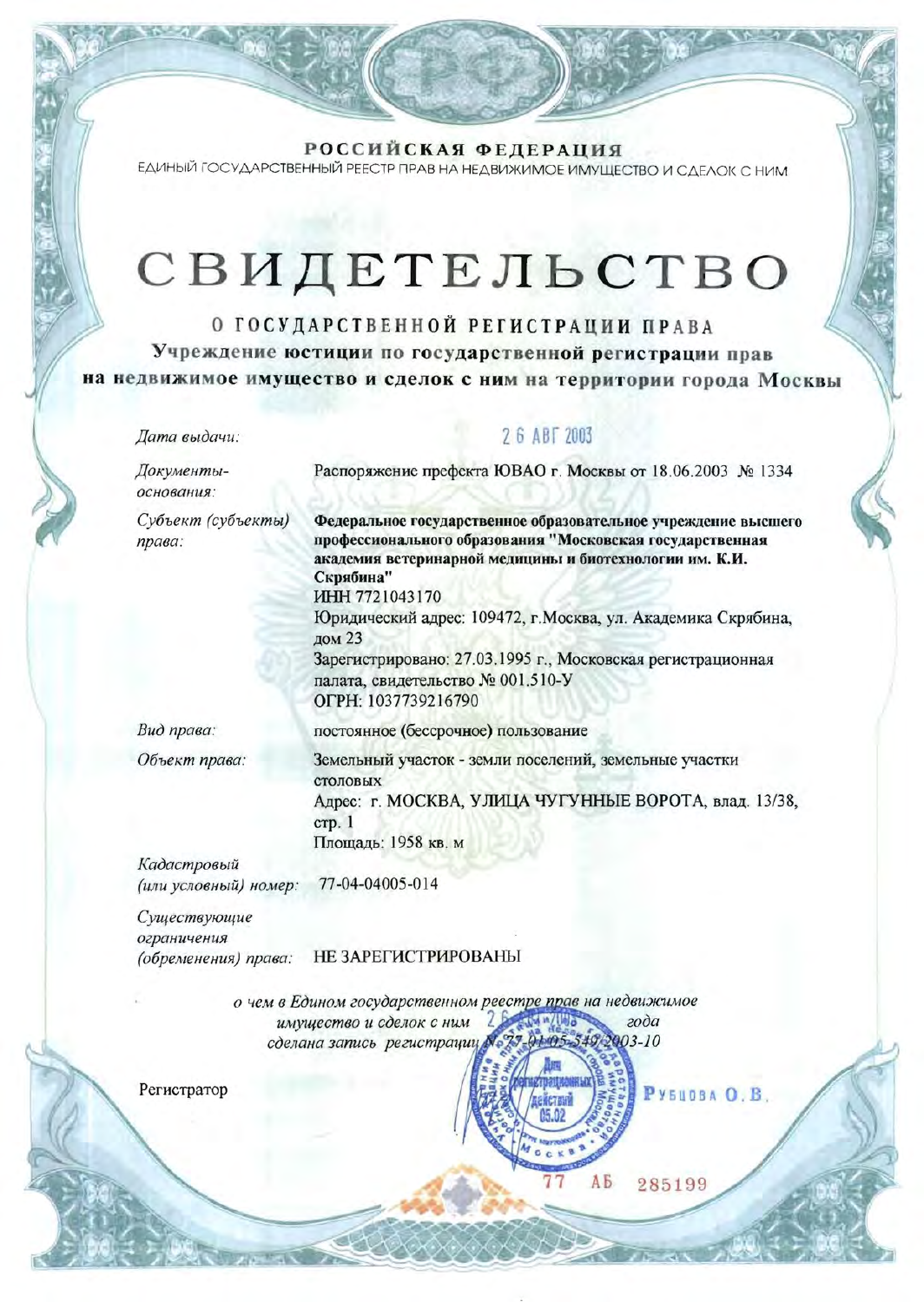РОССИЙСКАЯ ФЕДЕРАЦИЯ

ЕДИНЫЙ ГОСУДАРСТВЕННЫЙ РЕЕСТР ПРАВ НА НЕДВИЖИМОЕ ИМУЩЕСТВО И СДЕЛОК С НИМ

# СВИДЕТЕЛЬСТВО

## О ГОСУДАРСТВЕННОЙ РЕГИСТРАЦИИ ПРАВА

**Учреждение юстиции по государственной регистрации прав на недвижимое имущество и сделок с ним на территории города Москвы**

*Дата выдачи:* 26 АВГ 2003

*Документы-основания:* Распоряжение префекта ЮВАО г. Москвы от 18.06.2003 № 1334

*Субъект (субъекты) права:* **Федеральное государственное образовательное учреждение высшего профессионального образования "Московская государственная академия ветеринарной медицины и биотехнологии им. К.И. Скрябина"**
ИНН 7721043170
Юридический адрес: 109472, г.Москва, ул. Академика Скрябина, дом 23
Зарегистрировано: 27.03.1995 г., Московская регистрационная палата, свидетельство № 001.510-У
ОГРН: 1037739216790

*Вид права:* постоянное (бессрочное) пользование

*Объект права:* Земельный участок - земли поселений, земельные участки столовых
Адрес: г. МОСКВА, УЛИЦА ЧУГУННЫЕ ВОРОТА, влад. 13/38, стр. 1
Площадь: 1958 кв. м

*Кадастровый (или условный) номер:* 77-04-04005-014

*Существующие ограничения (обременения) права:* НЕ ЗАРЕГИСТРИРОВАНЫ

*о чем в Едином государственном реестре прав на недвижимое имущество и сделок с ним* 26 ... *года сделана запись регистрации* № 77-01/05-549/2003-10

Регистратор РУБЦОВА О.В.

77 АБ 285199